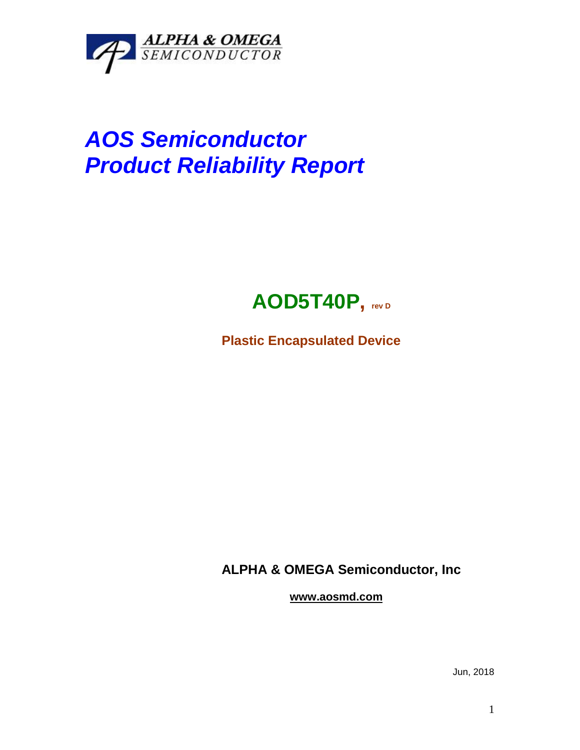ALPHA & OMEGA
SEMICONDUCTOR

# *AOS Semiconductor*
# *Product Reliability Report*

## AOD5T40P, rev D

**Plastic Encapsulated Device**

**ALPHA & OMEGA Semiconductor, Inc**

**www.aosmd.com**

Jun, 2018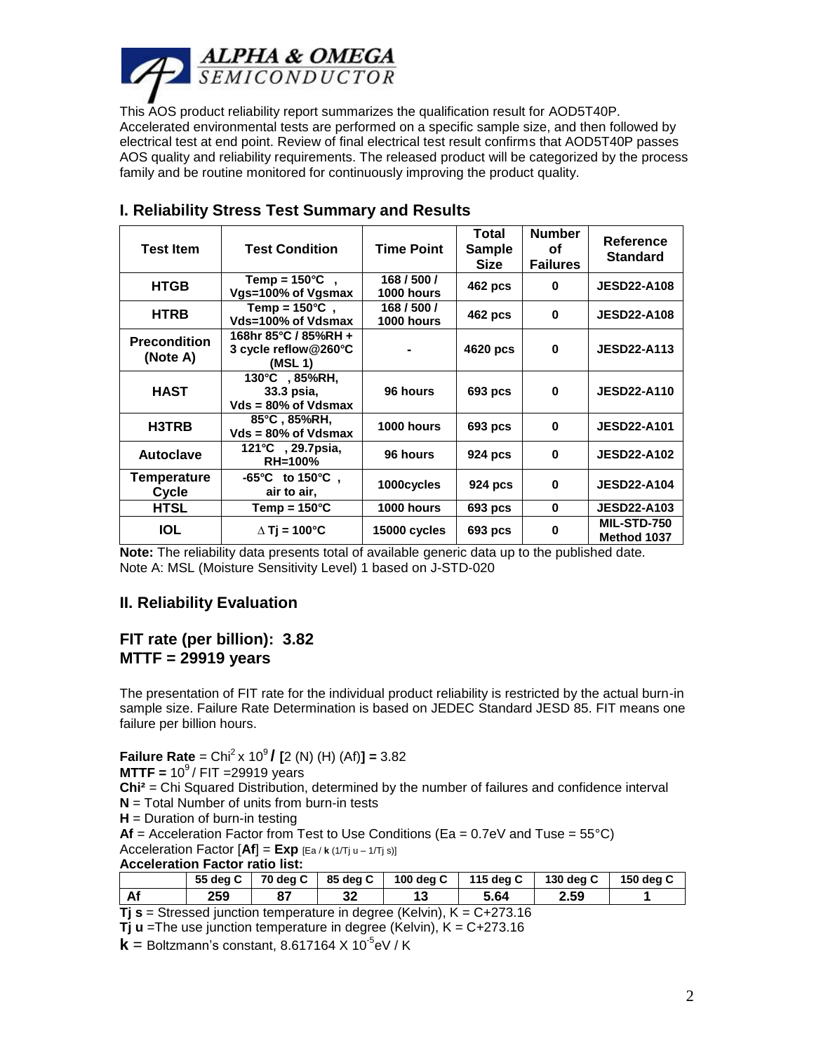This AOS product reliability report summarizes the qualification result for AOD5T40P. Accelerated environmental tests are performed on a specific sample size, and then followed by electrical test at end point. Review of final electrical test result confirms that AOD5T40P passes AOS quality and reliability requirements. The released product will be categorized by the process family and be routine monitored for continuously improving the product quality.

## I. Reliability Stress Test Summary and Results

| Test Item | Test Condition | Time Point | Total Sample Size | Number of Failures | Reference Standard |
|---|---|---|---|---|---|
| HTGB | Temp = 150°C , Vgs=100% of Vgsmax | 168 / 500 / 1000 hours | 462 pcs | 0 | JESD22-A108 |
| HTRB | Temp = 150°C , Vds=100% of Vdsmax | 168 / 500 / 1000 hours | 462 pcs | 0 | JESD22-A108 |
| Precondition (Note A) | 168hr 85°C / 85%RH + 3 cycle reflow@260°C (MSL 1) | - | 4620 pcs | 0 | JESD22-A113 |
| HAST | 130°C , 85%RH, 33.3 psia, Vds = 80% of Vdsmax | 96 hours | 693 pcs | 0 | JESD22-A110 |
| H3TRB | 85°C , 85%RH, Vds = 80% of Vdsmax | 1000 hours | 693 pcs | 0 | JESD22-A101 |
| Autoclave | 121°C , 29.7psia, RH=100% | 96 hours | 924 pcs | 0 | JESD22-A102 |
| Temperature Cycle | -65°C to 150°C , air to air, | 1000cycles | 924 pcs | 0 | JESD22-A104 |
| HTSL | Temp = 150°C | 1000 hours | 693 pcs | 0 | JESD22-A103 |
| IOL | $\Delta$ Tj = 100°C | 15000 cycles | 693 pcs | 0 | MIL-STD-750 Method 1037 |

**Note:** The reliability data presents total of available generic data up to the published date.
Note A: MSL (Moisture Sensitivity Level) 1 based on J-STD-020

## II. Reliability Evaluation

### FIT rate (per billion): 3.82
### MTTF = 29919 years

The presentation of FIT rate for the individual product reliability is restricted by the actual burn-in sample size. Failure Rate Determination is based on JEDEC Standard JESD 85. FIT means one failure per billion hours.

**Failure Rate** = $Chi^2 \times 10^9$ **/ [**2 (N) (H) (Af)**] =** 3.82

**MTTF =** $10^9$ / FIT =29919 years

**Chi²** = Chi Squared Distribution, determined by the number of failures and confidence interval

**N** = Total Number of units from burn-in tests

**H** = Duration of burn-in testing

**Af** = Acceleration Factor from Test to Use Conditions (Ea = 0.7eV and Tuse = 55°C)

Acceleration Factor [**Af**] = **Exp** [Ea / **k** (1/Tj u – 1/Tj s)]

**Acceleration Factor ratio list:**

| | 55 deg C | 70 deg C | 85 deg C | 100 deg C | 115 deg C | 130 deg C | 150 deg C |
|---|---|---|---|---|---|---|---|
| Af | 259 | 87 | 32 | 13 | 5.64 | 2.59 | 1 |

**Tj s** = Stressed junction temperature in degree (Kelvin), K = C+273.16

**Tj u** =The use junction temperature in degree (Kelvin), K = C+273.16

**k** = Boltzmann's constant, 8.617164 X $10^{-5}$eV / K